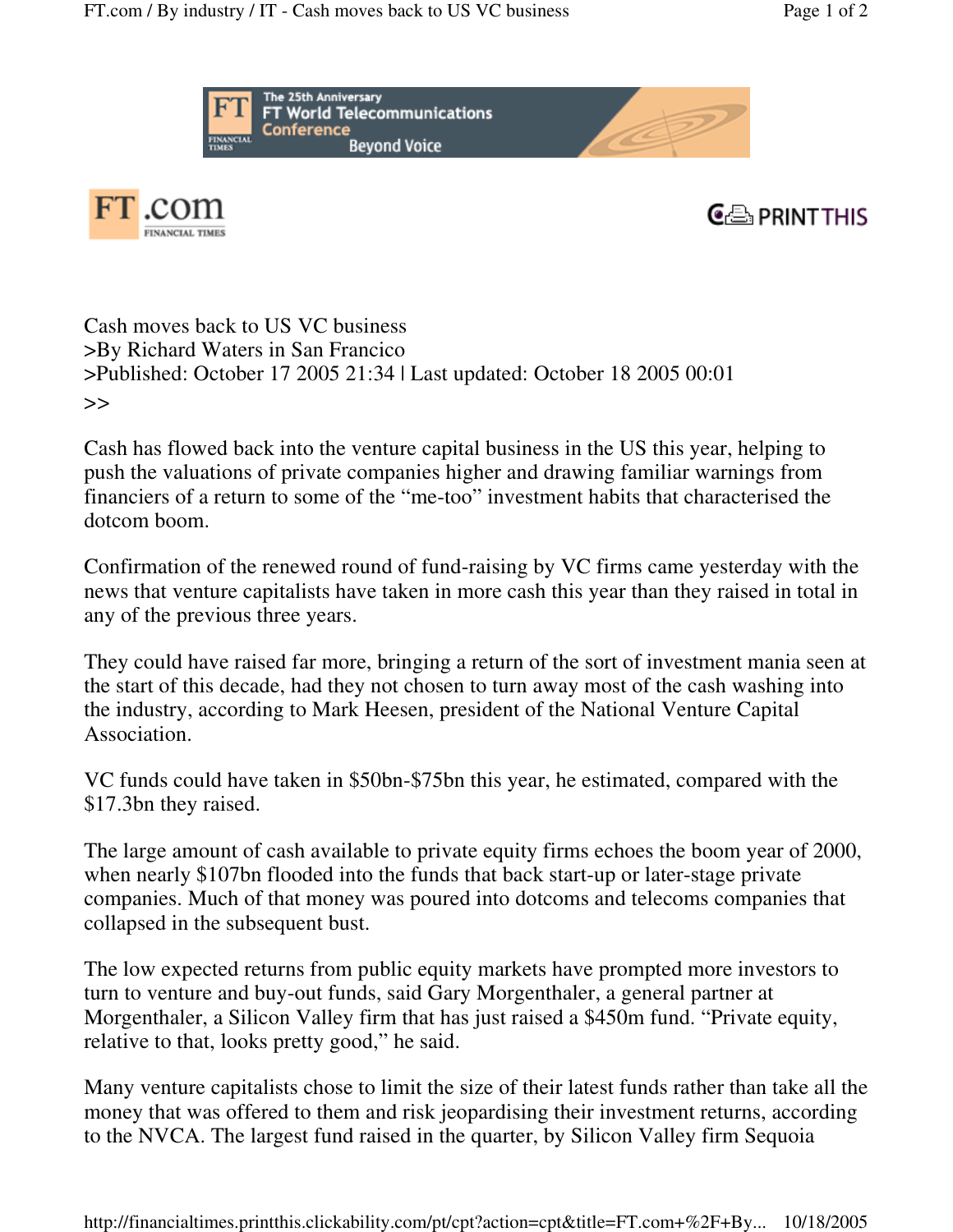# Cash moves back to US VC business

>By Richard Waters in San Francico
>Published: October 17 2005 21:34 | Last updated: October 18 2005 00:01
>>

Cash has flowed back into the venture capital business in the US this year, helping to push the valuations of private companies higher and drawing familiar warnings from financiers of a return to some of the "me-too" investment habits that characterised the dotcom boom.

Confirmation of the renewed round of fund-raising by VC firms came yesterday with the news that venture capitalists have taken in more cash this year than they raised in total in any of the previous three years.

They could have raised far more, bringing a return of the sort of investment mania seen at the start of this decade, had they not chosen to turn away most of the cash washing into the industry, according to Mark Heesen, president of the National Venture Capital Association.

VC funds could have taken in $50bn-$75bn this year, he estimated, compared with the $17.3bn they raised.

The large amount of cash available to private equity firms echoes the boom year of 2000, when nearly $107bn flooded into the funds that back start-up or later-stage private companies. Much of that money was poured into dotcoms and telecoms companies that collapsed in the subsequent bust.

The low expected returns from public equity markets have prompted more investors to turn to venture and buy-out funds, said Gary Morgenthaler, a general partner at Morgenthaler, a Silicon Valley firm that has just raised a $450m fund. "Private equity, relative to that, looks pretty good," he said.

Many venture capitalists chose to limit the size of their latest funds rather than take all the money that was offered to them and risk jeopardising their investment returns, according to the NVCA. The largest fund raised in the quarter, by Silicon Valley firm Sequoia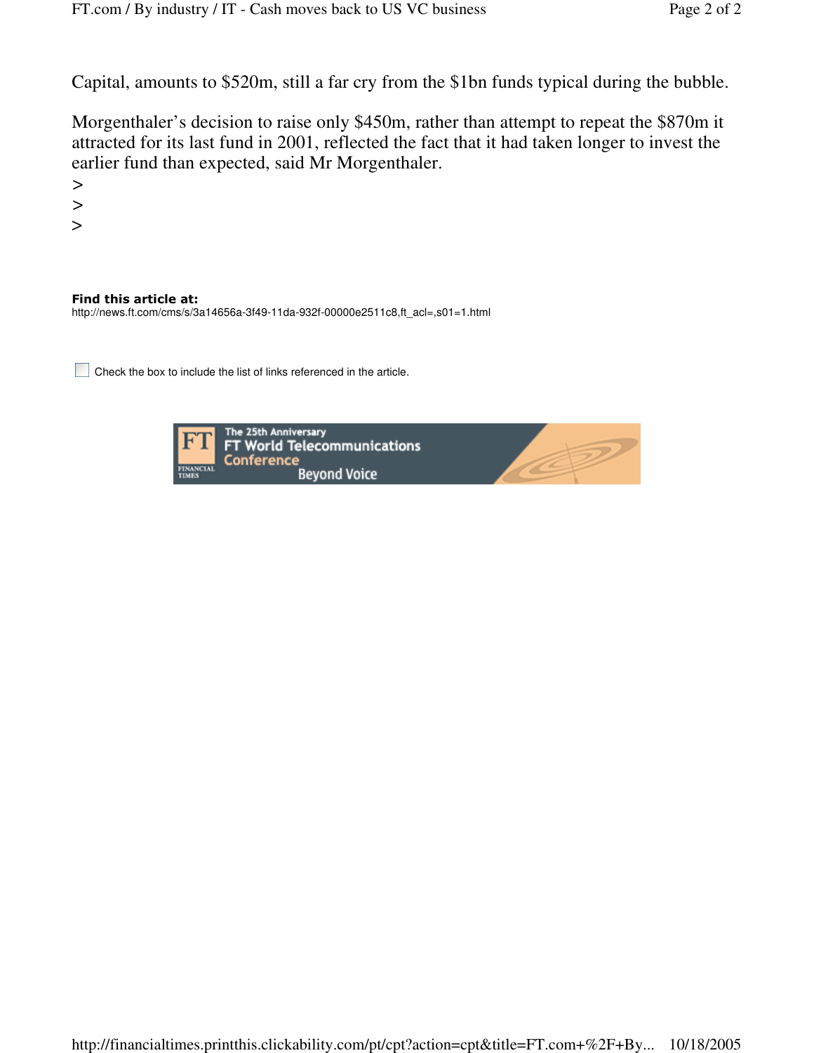Capital, amounts to $520m, still a far cry from the $1bn funds typical during the bubble.

Morgenthaler's decision to raise only $450m, rather than attempt to repeat the $870m it attracted for its last fund in 2001, reflected the fact that it had taken longer to invest the earlier fund than expected, said Mr Morgenthaler.

>
>
>

**Find this article at:**
http://news.ft.com/cms/s/3a14656a-3f49-11da-932f-00000e2511c8,ft_acl=,s01=1.html

Check the box to include the list of links referenced in the article.

The 25th Anniversary FT World Telecommunications Conference Beyond Voice